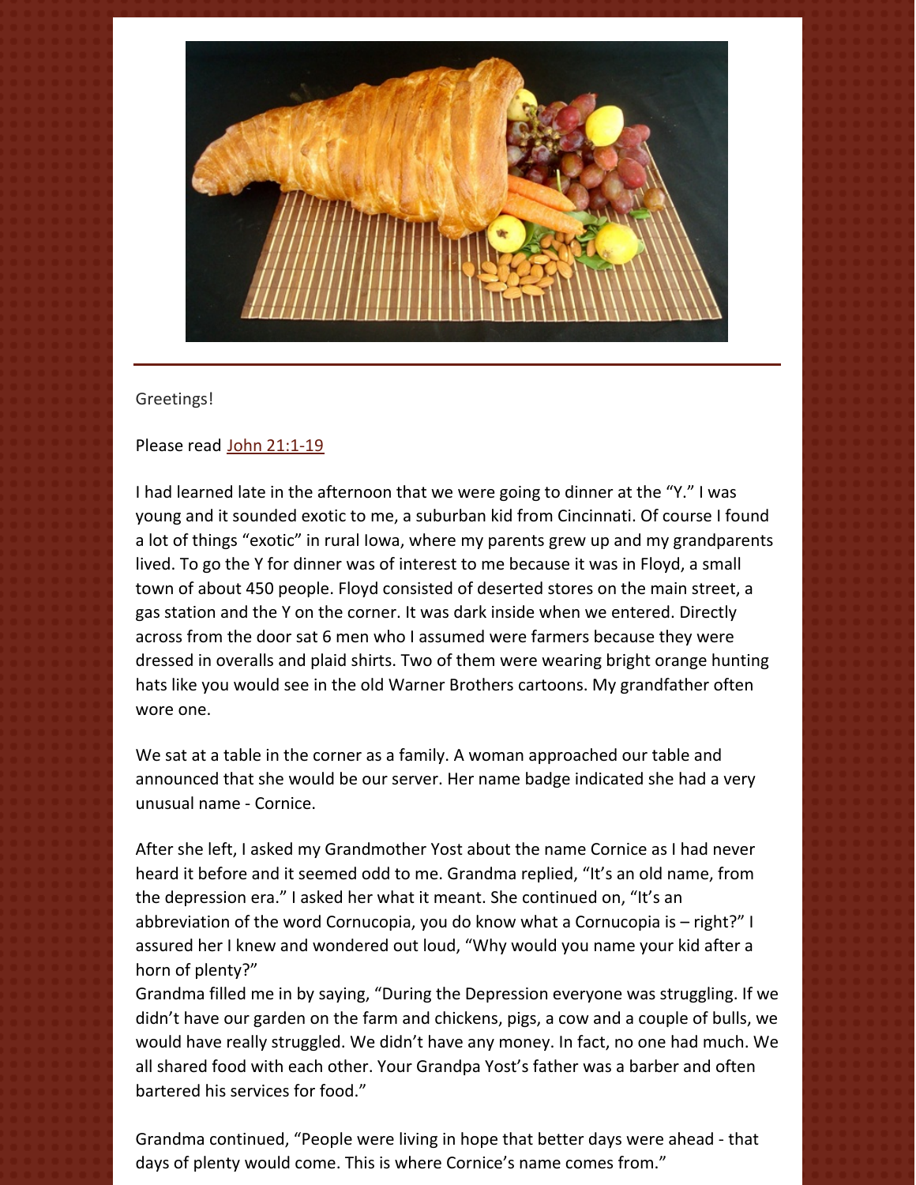Greetings!

Please read John 21:1-19

I had learned late in the afternoon that we were going to dinner at the "Y." I was young and it sounded exotic to me, a suburban kid from Cincinnati. Of course I found a lot of things "exotic" in rural Iowa, where my parents grew up and my grandparents lived. To go the Y for dinner was of interest to me because it was in Floyd, a small town of about 450 people. Floyd consisted of deserted stores on the main street, a gas station and the Y on the corner. It was dark inside when we entered. Directly across from the door sat 6 men who I assumed were farmers because they were dressed in overalls and plaid shirts. Two of them were wearing bright orange hunting hats like you would see in the old Warner Brothers cartoons. My grandfather often wore one.

We sat at a table in the corner as a family. A woman approached our table and announced that she would be our server. Her name badge indicated she had a very unusual name - Cornice.

After she left, I asked my Grandmother Yost about the name Cornice as I had never heard it before and it seemed odd to me. Grandma replied, "It's an old name, from the depression era." I asked her what it meant. She continued on, "It's an abbreviation of the word Cornucopia, you do know what a Cornucopia is – right?" I assured her I knew and wondered out loud, "Why would you name your kid after a horn of plenty?"
Grandma filled me in by saying, "During the Depression everyone was struggling. If we didn't have our garden on the farm and chickens, pigs, a cow and a couple of bulls, we would have really struggled. We didn't have any money. In fact, no one had much. We all shared food with each other. Your Grandpa Yost's father was a barber and often bartered his services for food."

Grandma continued, "People were living in hope that better days were ahead - that days of plenty would come. This is where Cornice's name comes from."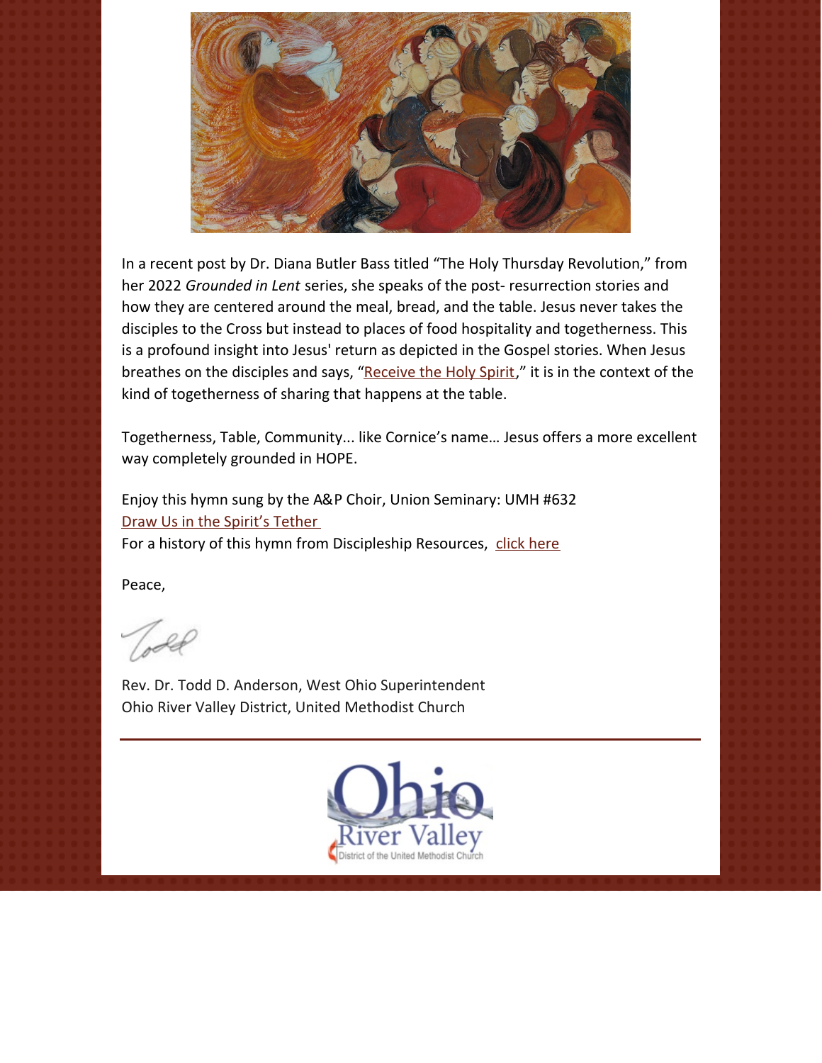In a recent post by Dr. Diana Butler Bass titled “The Holy Thursday Revolution,” from her 2022 *Grounded in Lent* series, she speaks of the post- resurrection stories and how they are centered around the meal, bread, and the table. Jesus never takes the disciples to the Cross but instead to places of food hospitality and togetherness. This is a profound insight into Jesus' return as depicted in the Gospel stories. When Jesus breathes on the disciples and says, “Receive the Holy Spirit,” it is in the context of the kind of togetherness of sharing that happens at the table.

Togetherness, Table, Community... like Cornice’s name… Jesus offers a more excellent way completely grounded in HOPE.

Enjoy this hymn sung by the A&P Choir, Union Seminary: UMH #632
Draw Us in the Spirit’s Tether
For a history of this hymn from Discipleship Resources, click here

Peace,

Todd

Rev. Dr. Todd D. Anderson, West Ohio Superintendent
Ohio River Valley District, United Methodist Church

Ohio River Valley
District of the United Methodist Church